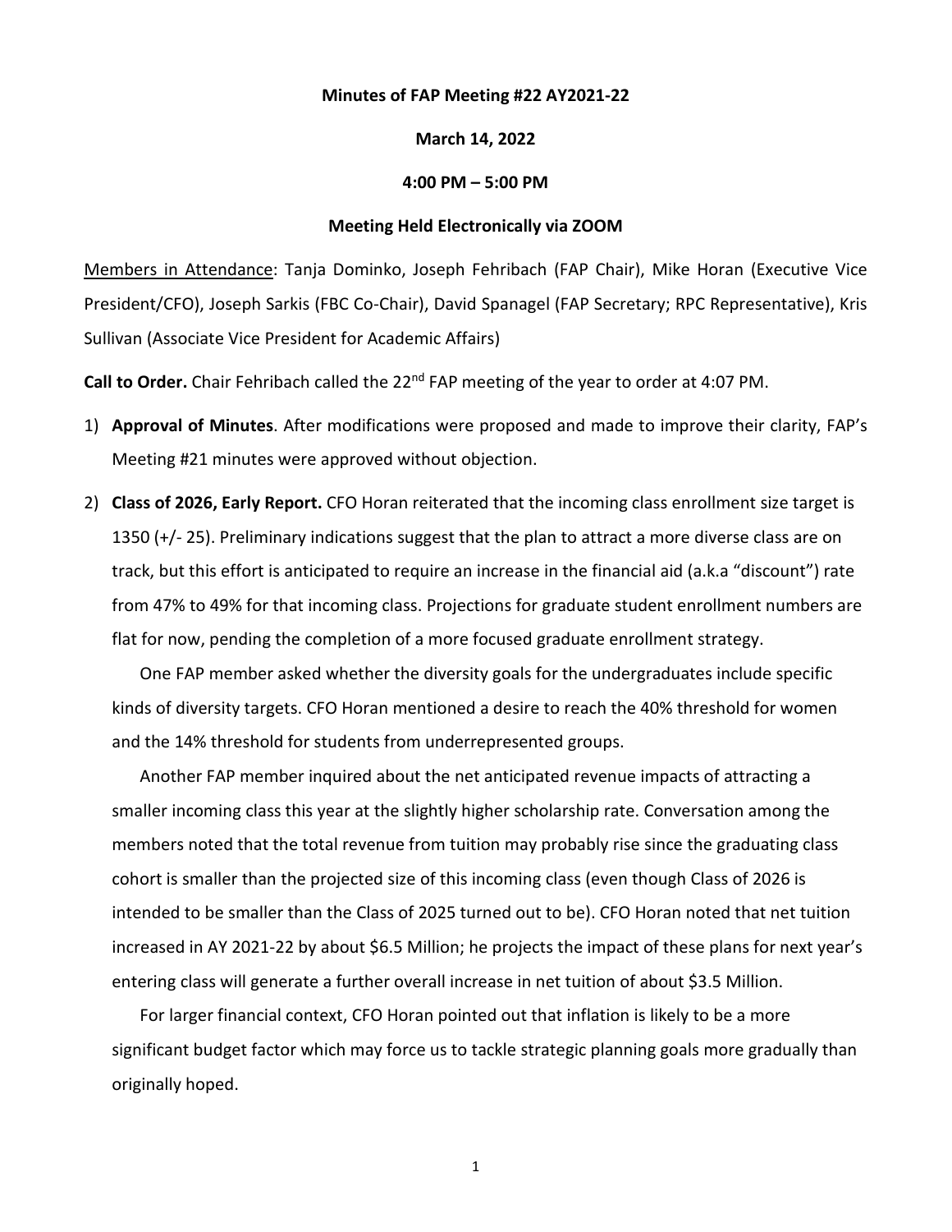**Minutes of FAP Meeting #22 AY2021-22**

**March 14, 2022**

**4:00 PM – 5:00 PM**

**Meeting Held Electronically via ZOOM**

Members in Attendance: Tanja Dominko, Joseph Fehribach (FAP Chair), Mike Horan (Executive Vice President/CFO), Joseph Sarkis (FBC Co-Chair), David Spanagel (FAP Secretary; RPC Representative), Kris Sullivan (Associate Vice President for Academic Affairs)

**Call to Order.** Chair Fehribach called the 22nd FAP meeting of the year to order at 4:07 PM.

1) **Approval of Minutes**. After modifications were proposed and made to improve their clarity, FAP's Meeting #21 minutes were approved without objection.

2) **Class of 2026, Early Report.** CFO Horan reiterated that the incoming class enrollment size target is 1350 (+/- 25). Preliminary indications suggest that the plan to attract a more diverse class are on track, but this effort is anticipated to require an increase in the financial aid (a.k.a "discount") rate from 47% to 49% for that incoming class. Projections for graduate student enrollment numbers are flat for now, pending the completion of a more focused graduate enrollment strategy.

   One FAP member asked whether the diversity goals for the undergraduates include specific kinds of diversity targets. CFO Horan mentioned a desire to reach the 40% threshold for women and the 14% threshold for students from underrepresented groups.

   Another FAP member inquired about the net anticipated revenue impacts of attracting a smaller incoming class this year at the slightly higher scholarship rate. Conversation among the members noted that the total revenue from tuition may probably rise since the graduating class cohort is smaller than the projected size of this incoming class (even though Class of 2026 is intended to be smaller than the Class of 2025 turned out to be). CFO Horan noted that net tuition increased in AY 2021-22 by about $6.5 Million; he projects the impact of these plans for next year's entering class will generate a further overall increase in net tuition of about $3.5 Million.

   For larger financial context, CFO Horan pointed out that inflation is likely to be a more significant budget factor which may force us to tackle strategic planning goals more gradually than originally hoped.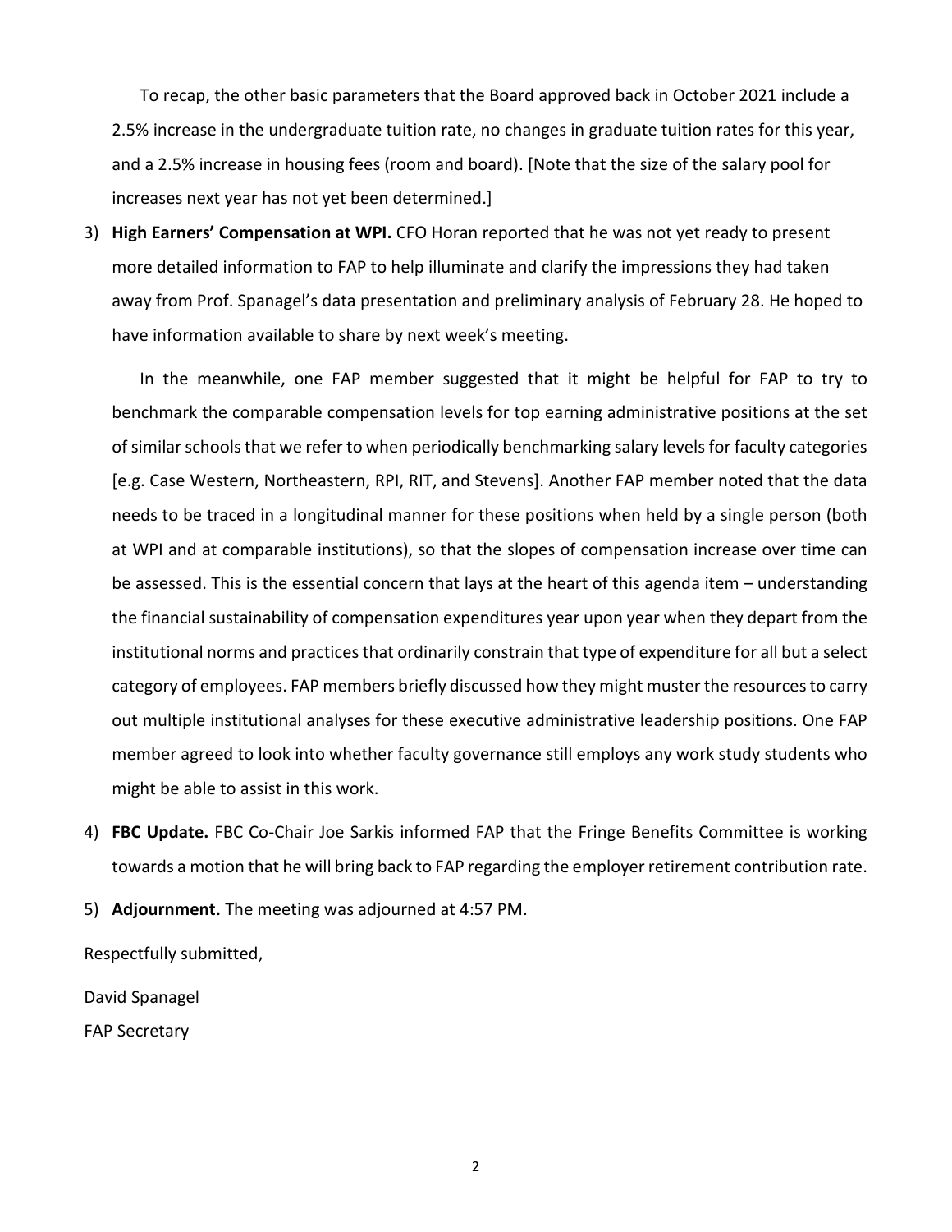To recap, the other basic parameters that the Board approved back in October 2021 include a 2.5% increase in the undergraduate tuition rate, no changes in graduate tuition rates for this year, and a 2.5% increase in housing fees (room and board). [Note that the size of the salary pool for increases next year has not yet been determined.]

3) **High Earners' Compensation at WPI.** CFO Horan reported that he was not yet ready to present more detailed information to FAP to help illuminate and clarify the impressions they had taken away from Prof. Spanagel's data presentation and preliminary analysis of February 28. He hoped to have information available to share by next week's meeting.

   In the meanwhile, one FAP member suggested that it might be helpful for FAP to try to benchmark the comparable compensation levels for top earning administrative positions at the set of similar schools that we refer to when periodically benchmarking salary levels for faculty categories [e.g. Case Western, Northeastern, RPI, RIT, and Stevens]. Another FAP member noted that the data needs to be traced in a longitudinal manner for these positions when held by a single person (both at WPI and at comparable institutions), so that the slopes of compensation increase over time can be assessed. This is the essential concern that lays at the heart of this agenda item – understanding the financial sustainability of compensation expenditures year upon year when they depart from the institutional norms and practices that ordinarily constrain that type of expenditure for all but a select category of employees. FAP members briefly discussed how they might muster the resources to carry out multiple institutional analyses for these executive administrative leadership positions. One FAP member agreed to look into whether faculty governance still employs any work study students who might be able to assist in this work.

4) **FBC Update.** FBC Co-Chair Joe Sarkis informed FAP that the Fringe Benefits Committee is working towards a motion that he will bring back to FAP regarding the employer retirement contribution rate.

5) **Adjournment.** The meeting was adjourned at 4:57 PM.

Respectfully submitted,

David Spanagel
FAP Secretary